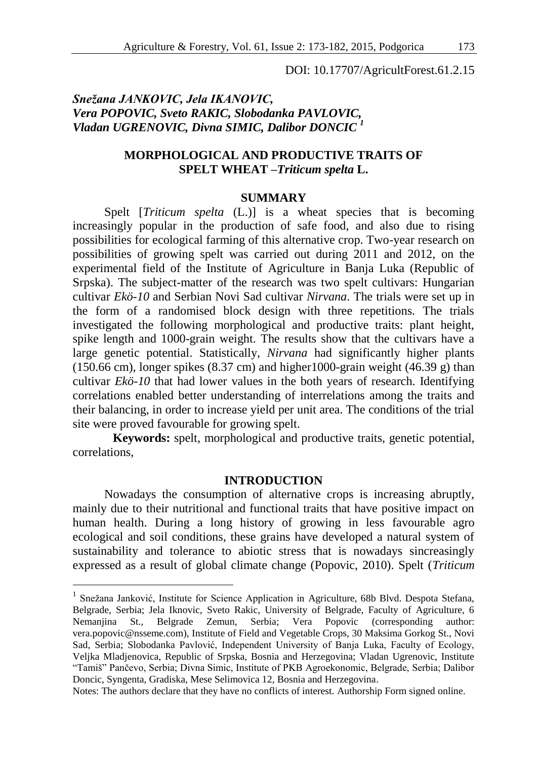DOI: 10.17707/AgricultForest.61.2.15

*Snežana JANKOVIC, Jela IKANOVIC, Vera POPOVIC, Sveto RAKIC, Slobodanka PAVLOVIC, Vladan UGRENOVIC, Divna SIMIC, Dalibor DONCIC* [1]

# MORPHOLOGICAL AND PRODUCTIVE TRAITS OF SPELT WHEAT –*Triticum spelta* L.

## SUMMARY

Spelt [*Triticum spelta* (L.)] is a wheat species that is becoming increasingly popular in the production of safe food, and also due to rising possibilities for ecological farming of this alternative crop. Two-year research on possibilities of growing spelt was carried out during 2011 and 2012, on the experimental field of the Institute of Agriculture in Banja Luka (Republic of Srpska). The subject-matter of the research was two spelt cultivars: Hungarian cultivar *Ekö-10* and Serbian Novi Sad cultivar *Nirvana*. The trials were set up in the form of a randomised block design with three repetitions. The trials investigated the following morphological and productive traits: plant height, spike length and 1000-grain weight. The results show that the cultivars have a large genetic potential. Statistically, *Nirvana* had significantly higher plants (150.66 cm), longer spikes (8.37 cm) and higher1000-grain weight (46.39 g) than cultivar *Ekö-10* that had lower values in the both years of research. Identifying correlations enabled better understanding of interrelations among the traits and their balancing, in order to increase yield per unit area. The conditions of the trial site were proved favourable for growing spelt.

**Keywords:** spelt, morphological and productive traits, genetic potential, correlations,

## INTRODUCTION

Nowadays the consumption of alternative crops is increasing abruptly, mainly due to their nutritional and functional traits that have positive impact on human health. During a long history of growing in less favourable agro ecological and soil conditions, these grains have developed a natural system of sustainability and tolerance to abiotic stress that is nowadays sincreasingly expressed as a result of global climate change (Popovic, 2010). Spelt (*Triticum*

---

[1] Snežana Janković, Institute for Science Application in Agriculture, 68b Blvd. Despota Stefana, Belgrade, Serbia; Jela Iknovic, Sveto Rakic, University of Belgrade, Faculty of Agriculture, 6 Nemanjina St., Belgrade Zemun, Serbia; Vera Popovic (corresponding author: vera.popovic@nsseme.com), Institute of Field and Vegetable Crops, 30 Maksima Gorkog St., Novi Sad, Serbia; Slobodanka Pavlović, Independent University of Banja Luka, Faculty of Ecology, Veljka Mladjenovica, Republic of Srpska, Bosnia and Herzegovina; Vladan Ugrenovic, Institute "Tamiš" Pančevo, Serbia; Divna Simic, Institute of PKB Agroekonomic, Belgrade, Serbia; Dalibor Doncic, Syngenta, Gradiska, Mese Selimovica 12, Bosnia and Herzegovina.

Notes: The authors declare that they have no conflicts of interest. Authorship Form signed online.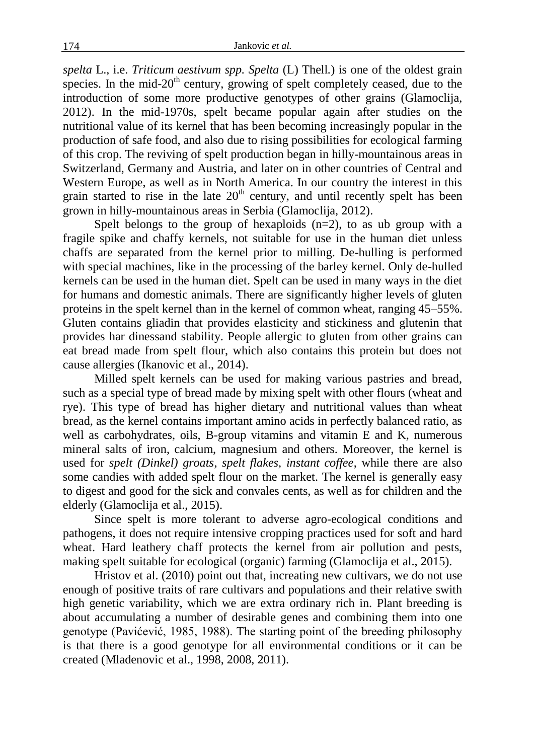*spelta* L., i.e. *Triticum aestivum spp. Spelta* (L) Thell.) is one of the oldest grain species. In the mid-20$^{th}$ century, growing of spelt completely ceased, due to the introduction of some more productive genotypes of other grains (Glamoclija, 2012). In the mid-1970s, spelt became popular again after studies on the nutritional value of its kernel that has been becoming increasingly popular in the production of safe food, and also due to rising possibilities for ecological farming of this crop. The reviving of spelt production began in hilly-mountainous areas in Switzerland, Germany and Austria, and later on in other countries of Central and Western Europe, as well as in North America. In our country the interest in this grain started to rise in the late 20$^{th}$ century, and until recently spelt has been grown in hilly-mountainous areas in Serbia (Glamoclija, 2012).

Spelt belongs to the group of hexaploids (n=2), to as ub group with a fragile spike and chaffy kernels, not suitable for use in the human diet unless chaffs are separated from the kernel prior to milling. De-hulling is performed with special machines, like in the processing of the barley kernel. Only de-hulled kernels can be used in the human diet. Spelt can be used in many ways in the diet for humans and domestic animals. There are significantly higher levels of gluten proteins in the spelt kernel than in the kernel of common wheat, ranging 45–55%. Gluten contains gliadin that provides elasticity and stickiness and glutenin that provides har dinessand stability. People allergic to gluten from other grains can eat bread made from spelt flour, which also contains this protein but does not cause allergies (Ikanovic et al., 2014).

Milled spelt kernels can be used for making various pastries and bread, such as a special type of bread made by mixing spelt with other flours (wheat and rye). This type of bread has higher dietary and nutritional values than wheat bread, as the kernel contains important amino acids in perfectly balanced ratio, as well as carbohydrates, oils, B-group vitamins and vitamin E and K, numerous mineral salts of iron, calcium, magnesium and others. Moreover, the kernel is used for *spelt (Dinkel) groats*, *spelt flakes*, *instant coffee*, while there are also some candies with added spelt flour on the market. The kernel is generally easy to digest and good for the sick and convales cents, as well as for children and the elderly (Glamoclija et al., 2015).

Since spelt is more tolerant to adverse agro-ecological conditions and pathogens, it does not require intensive cropping practices used for soft and hard wheat. Hard leathery chaff protects the kernel from air pollution and pests, making spelt suitable for ecological (organic) farming (Glamoclija et al., 2015).

Hristov et al. (2010) point out that, increating new cultivars, we do not use enough of positive traits of rare cultivars and populations and their relative swith high genetic variability, which we are extra ordinary rich in. Plant breeding is about accumulating a number of desirable genes and combining them into one genotype (Pavićević, 1985, 1988). The starting point of the breeding philosophy is that there is a good genotype for all environmental conditions or it can be created (Mladenovic et al., 1998, 2008, 2011).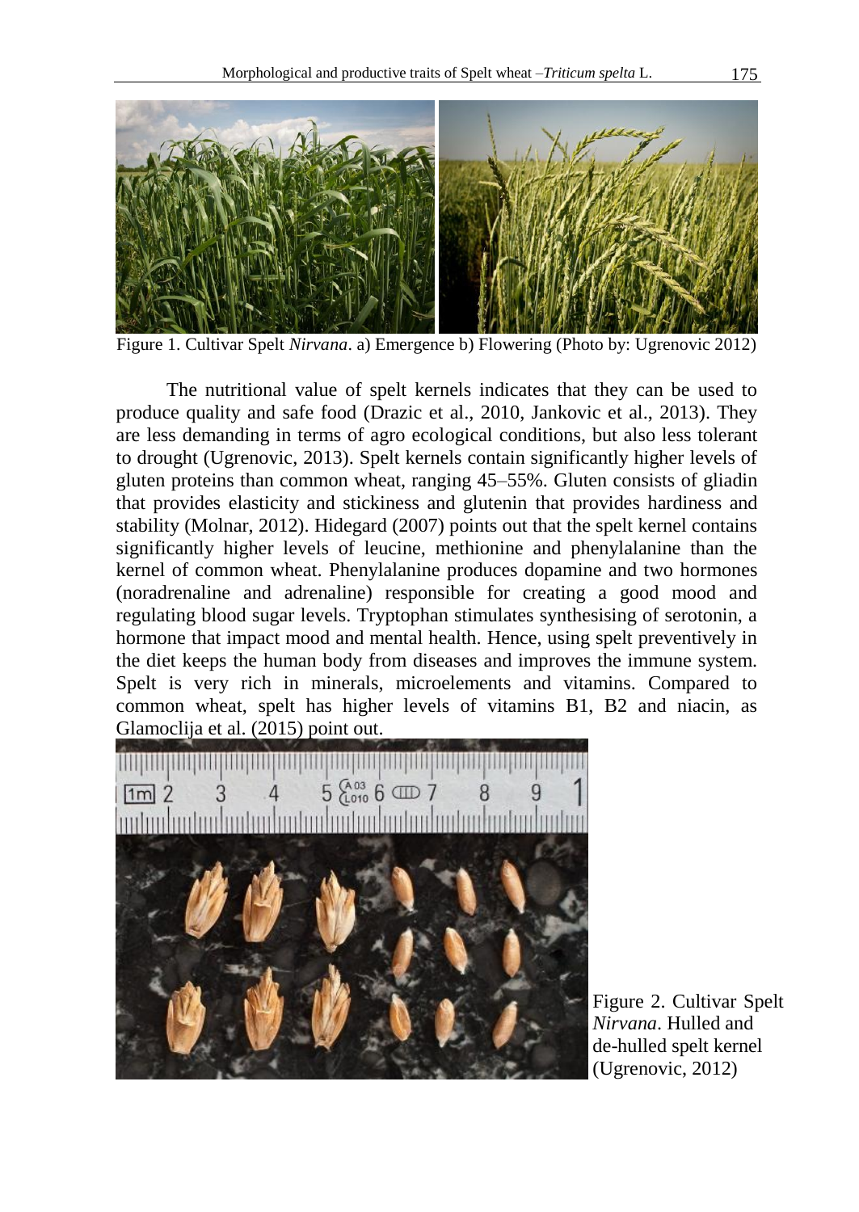Figure 1. Cultivar Spelt *Nirvana*. a) Emergence b) Flowering (Photo by: Ugrenovic 2012)

The nutritional value of spelt kernels indicates that they can be used to produce quality and safe food (Drazic et al., 2010, Jankovic et al., 2013). They are less demanding in terms of agro ecological conditions, but also less tolerant to drought (Ugrenovic, 2013). Spelt kernels contain significantly higher levels of gluten proteins than common wheat, ranging 45–55%. Gluten consists of gliadin that provides elasticity and stickiness and glutenin that provides hardiness and stability (Molnar, 2012). Hidegard (2007) points out that the spelt kernel contains significantly higher levels of leucine, methionine and phenylalanine than the kernel of common wheat. Phenylalanine produces dopamine and two hormones (noradrenaline and adrenaline) responsible for creating a good mood and regulating blood sugar levels. Tryptophan stimulates synthesising of serotonin, a hormone that impact mood and mental health. Hence, using spelt preventively in the diet keeps the human body from diseases and improves the immune system. Spelt is very rich in minerals, microelements and vitamins. Compared to common wheat, spelt has higher levels of vitamins B1, B2 and niacin, as Glamoclija et al. (2015) point out.

Figure 2. Cultivar Spelt *Nirvana*. Hulled and de-hulled spelt kernel (Ugrenovic, 2012)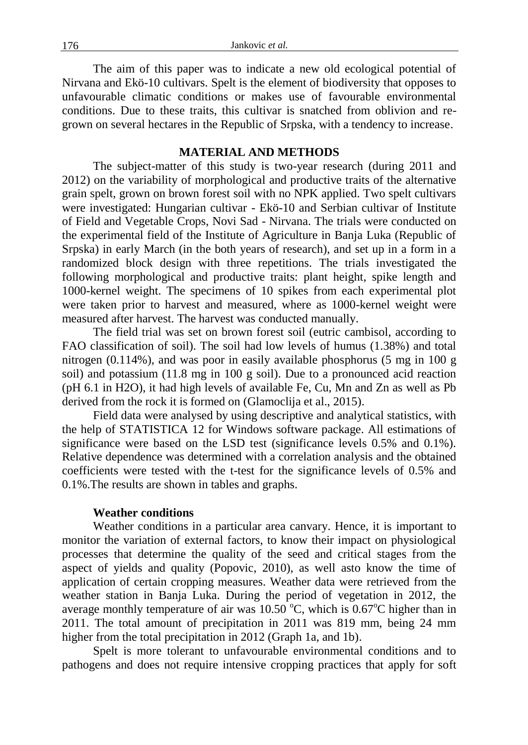The aim of this paper was to indicate a new old ecological potential of Nirvana and Ekö-10 cultivars. Spelt is the element of biodiversity that opposes to unfavourable climatic conditions or makes use of favourable environmental conditions. Due to these traits, this cultivar is snatched from oblivion and re-grown on several hectares in the Republic of Srpska, with a tendency to increase.

## MATERIAL AND METHODS

The subject-matter of this study is two-year research (during 2011 and 2012) on the variability of morphological and productive traits of the alternative grain spelt, grown on brown forest soil with no NPK applied. Two spelt cultivars were investigated: Hungarian cultivar - Ekö-10 and Serbian cultivar of Institute of Field and Vegetable Crops, Novi Sad - Nirvana. The trials were conducted on the experimental field of the Institute of Agriculture in Banja Luka (Republic of Srpska) in early March (in the both years of research), and set up in a form in a randomized block design with three repetitions. The trials investigated the following morphological and productive traits: plant height, spike length and 1000-kernel weight. The specimens of 10 spikes from each experimental plot were taken prior to harvest and measured, where as 1000-kernel weight were measured after harvest. The harvest was conducted manually.

The field trial was set on brown forest soil (eutric cambisol, according to FAO classification of soil). The soil had low levels of humus (1.38%) and total nitrogen (0.114%), and was poor in easily available phosphorus (5 mg in 100 g soil) and potassium (11.8 mg in 100 g soil). Due to a pronounced acid reaction (pH 6.1 in $H_2O$), it had high levels of available Fe, Cu, Mn and Zn as well as Pb derived from the rock it is formed on (Glamoclija et al., 2015).

Field data were analysed by using descriptive and analytical statistics, with the help of STATISTICA 12 for Windows software package. All estimations of significance were based on the LSD test (significance levels 0.5% and 0.1%). Relative dependence was determined with a correlation analysis and the obtained coefficients were tested with the t-test for the significance levels of 0.5% and 0.1%.The results are shown in tables and graphs.

### Weather conditions

Weather conditions in a particular area canvary. Hence, it is important to monitor the variation of external factors, to know their impact on physiological processes that determine the quality of the seed and critical stages from the aspect of yields and quality (Popovic, 2010), as well asto know the time of application of certain cropping measures. Weather data were retrieved from the weather station in Banja Luka. During the period of vegetation in 2012, the average monthly temperature of air was 10.50 $^{o}$C, which is 0.67$^{o}$C higher than in 2011. The total amount of precipitation in 2011 was 819 mm, being 24 mm higher from the total precipitation in 2012 (Graph 1a, and 1b).

Spelt is more tolerant to unfavourable environmental conditions and to pathogens and does not require intensive cropping practices that apply for soft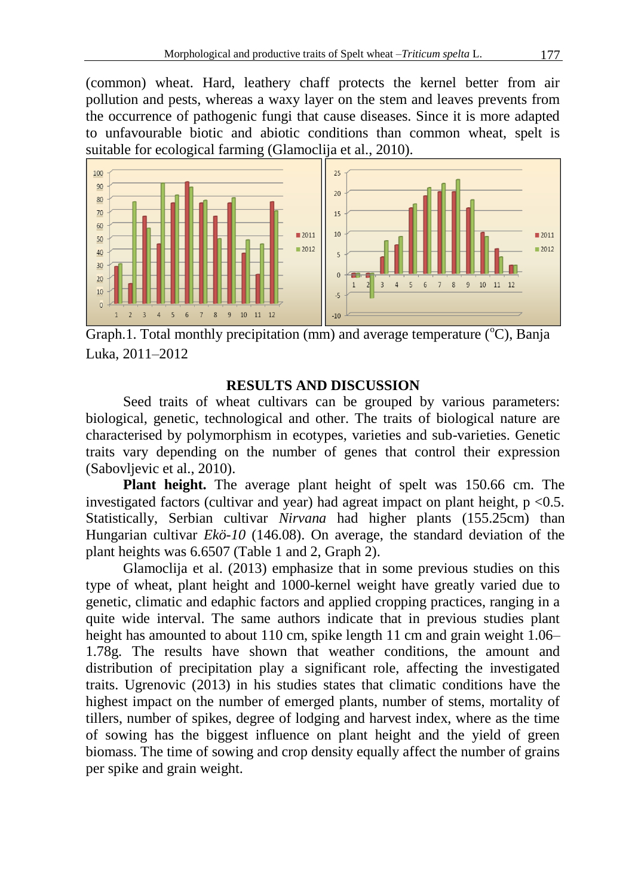(common) wheat. Hard, leathery chaff protects the kernel better from air pollution and pests, whereas a waxy layer on the stem and leaves prevents from the occurrence of pathogenic fungi that cause diseases. Since it is more adapted to unfavourable biotic and abiotic conditions than common wheat, spelt is suitable for ecological farming (Glamoclija et al., 2010).

Graph.1. Total monthly precipitation (mm) and average temperature (°C), Banja Luka, 2011–2012

## RESULTS AND DISCUSSION

Seed traits of wheat cultivars can be grouped by various parameters: biological, genetic, technological and other. The traits of biological nature are characterised by polymorphism in ecotypes, varieties and sub-varieties. Genetic traits vary depending on the number of genes that control their expression (Sabovljevic et al., 2010).

**Plant height.** The average plant height of spelt was 150.66 cm. The investigated factors (cultivar and year) had agreat impact on plant height, $p < 0.5$. Statistically, Serbian cultivar *Nirvana* had higher plants (155.25cm) than Hungarian cultivar *Ekö-10* (146.08). On average, the standard deviation of the plant heights was 6.6507 (Table 1 and 2, Graph 2).

Glamoclija et al. (2013) emphasize that in some previous studies on this type of wheat, plant height and 1000-kernel weight have greatly varied due to genetic, climatic and edaphic factors and applied cropping practices, ranging in a quite wide interval. The same authors indicate that in previous studies plant height has amounted to about 110 cm, spike length 11 cm and grain weight 1.06–1.78g. The results have shown that weather conditions, the amount and distribution of precipitation play a significant role, affecting the investigated traits. Ugrenovic (2013) in his studies states that climatic conditions have the highest impact on the number of emerged plants, number of stems, mortality of tillers, number of spikes, degree of lodging and harvest index, where as the time of sowing has the biggest influence on plant height and the yield of green biomass. The time of sowing and crop density equally affect the number of grains per spike and grain weight.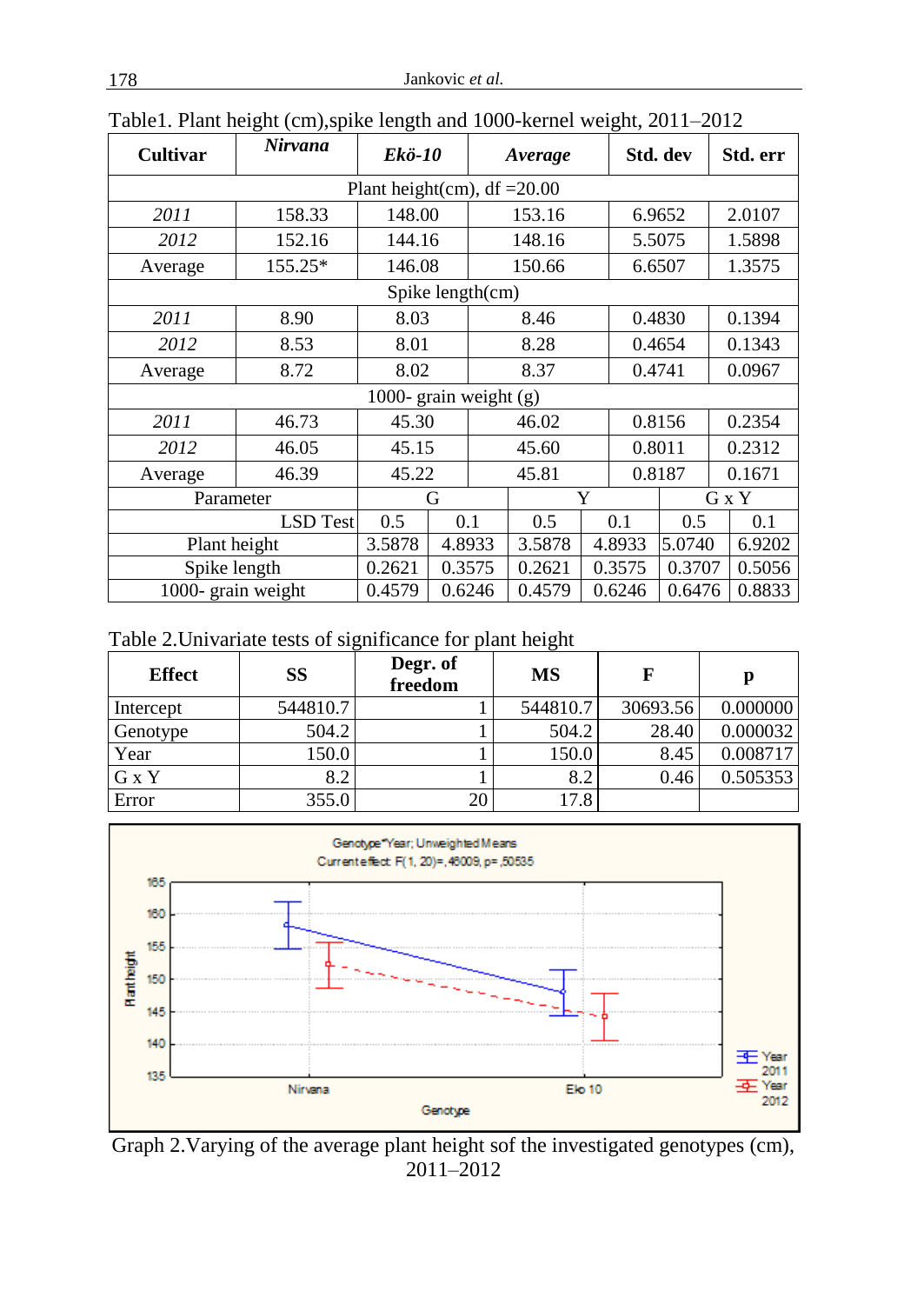Table1. Plant height (cm),spike length and 1000-kernel weight, 2011–2012

| **Cultivar** | ***Nirvana*** | ***Ekö-10*** | ***Average*** | **Std. dev** | **Std. err** |
|---|---|---|---|---|---|
| Plant height(cm), df =20.00 | | | | | |
| *2011* | 158.33 | 148.00 | 153.16 | 6.9652 | 2.0107 |
| *2012* | 152.16 | 144.16 | 148.16 | 5.5075 | 1.5898 |
| Average | 155.25* | 146.08 | 150.66 | 6.6507 | 1.3575 |
| Spike length(cm) | | | | | |
| *2011* | 8.90 | 8.03 | 8.46 | 0.4830 | 0.1394 |
| *2012* | 8.53 | 8.01 | 8.28 | 0.4654 | 0.1343 |
| Average | 8.72 | 8.02 | 8.37 | 0.4741 | 0.0967 |
| 1000- grain weight (g) | | | | | |
| *2011* | 46.73 | 45.30 | 46.02 | 0.8156 | 0.2354 |
| *2012* | 46.05 | 45.15 | 45.60 | 0.8011 | 0.2312 |
| Average | 46.39 | 45.22 | 45.81 | 0.8187 | 0.1671 |

| Parameter | G | | Y | | G x Y | |
|---|---|---|---|---|---|---|
| LSD Test | 0.5 | 0.1 | 0.5 | 0.1 | 0.5 | 0.1 |
| Plant height | 3.5878 | 4.8933 | 3.5878 | 4.8933 | 5.0740 | 6.9202 |
| Spike length | 0.2621 | 0.3575 | 0.2621 | 0.3575 | 0.3707 | 0.5056 |
| 1000- grain weight | 0.4579 | 0.6246 | 0.4579 | 0.6246 | 0.6476 | 0.8833 |

Table 2.Univariate tests of significance for plant height

| **Effect** | **SS** | **Degr. of freedom** | **MS** | **F** | **p** |
|---|---|---|---|---|---|
| Intercept | 544810.7 | 1 | 544810.7 | 30693.56 | 0.000000 |
| Genotype | 504.2 | 1 | 504.2 | 28.40 | 0.000032 |
| Year | 150.0 | 1 | 150.0 | 8.45 | 0.008717 |
| G x Y | 8.2 | 1 | 8.2 | 0.46 | 0.505353 |
| Error | 355.0 | 20 | 17.8 | | |

Genotype*Year; Unweighted Means
Current effect: F(1, 20)=,46009, p=,50535

Graph 2.Varying of the average plant height sof the investigated genotypes (cm), 2011–2012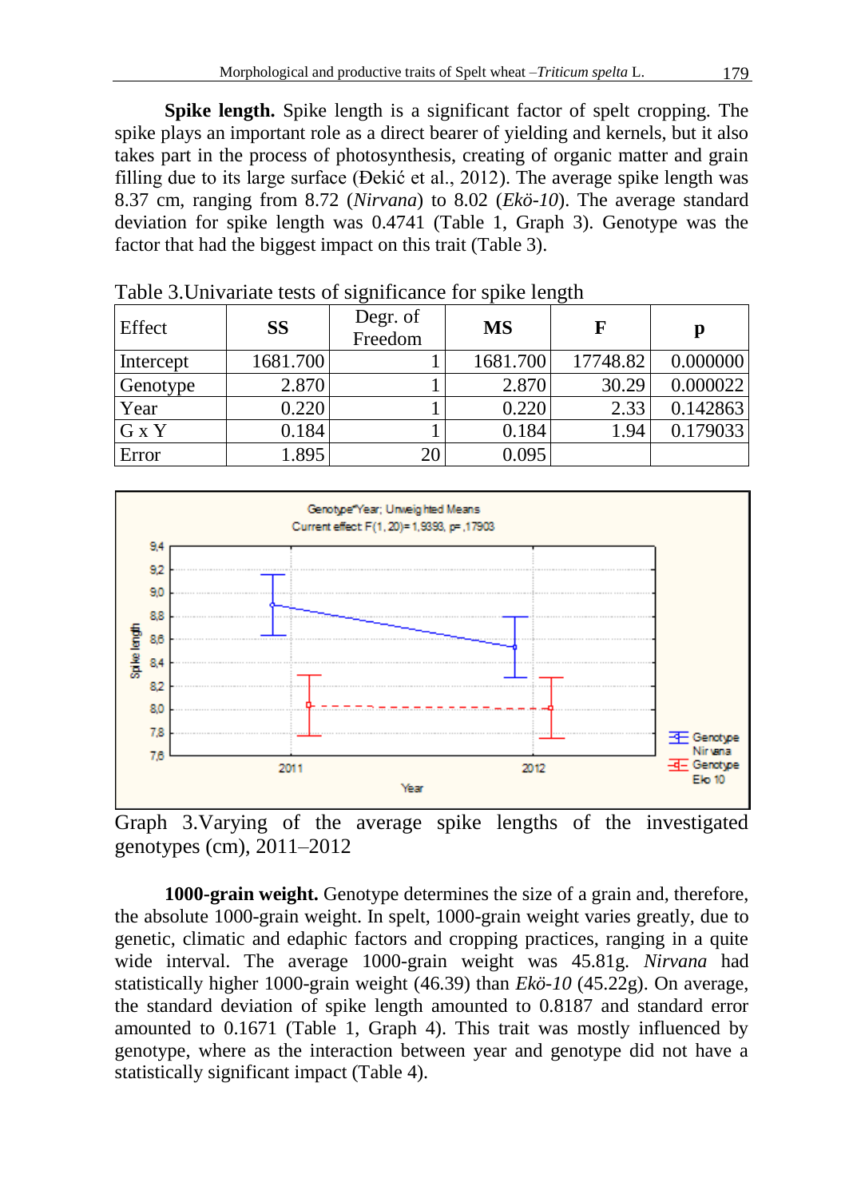**Spike length.** Spike length is a significant factor of spelt cropping. The spike plays an important role as a direct bearer of yielding and kernels, but it also takes part in the process of photosynthesis, creating of organic matter and grain filling due to its large surface (Đekić et al., 2012). The average spike length was 8.37 cm, ranging from 8.72 (*Nirvana*) to 8.02 (*Ekö-10*). The average standard deviation for spike length was 0.4741 (Table 1, Graph 3). Genotype was the factor that had the biggest impact on this trait (Table 3).

Table 3.Univariate tests of significance for spike length

| Effect | SS | Degr. of Freedom | MS | F | p |
|---|---|---|---|---|---|
| Intercept | 1681.700 | 1 | 1681.700 | 17748.82 | 0.000000 |
| Genotype | 2.870 | 1 | 2.870 | 30.29 | 0.000022 |
| Year | 0.220 | 1 | 0.220 | 2.33 | 0.142863 |
| G x Y | 0.184 | 1 | 0.184 | 1.94 | 0.179033 |
| Error | 1.895 | 20 | 0.095 | | |

Graph 3.Varying of the average spike lengths of the investigated genotypes (cm), 2011–2012

**1000-grain weight.** Genotype determines the size of a grain and, therefore, the absolute 1000-grain weight. In spelt, 1000-grain weight varies greatly, due to genetic, climatic and edaphic factors and cropping practices, ranging in a quite wide interval. The average 1000-grain weight was 45.81g. *Nirvana* had statistically higher 1000-grain weight (46.39) than *Ekö-10* (45.22g). On average, the standard deviation of spike length amounted to 0.8187 and standard error amounted to 0.1671 (Table 1, Graph 4). This trait was mostly influenced by genotype, where as the interaction between year and genotype did not have a statistically significant impact (Table 4).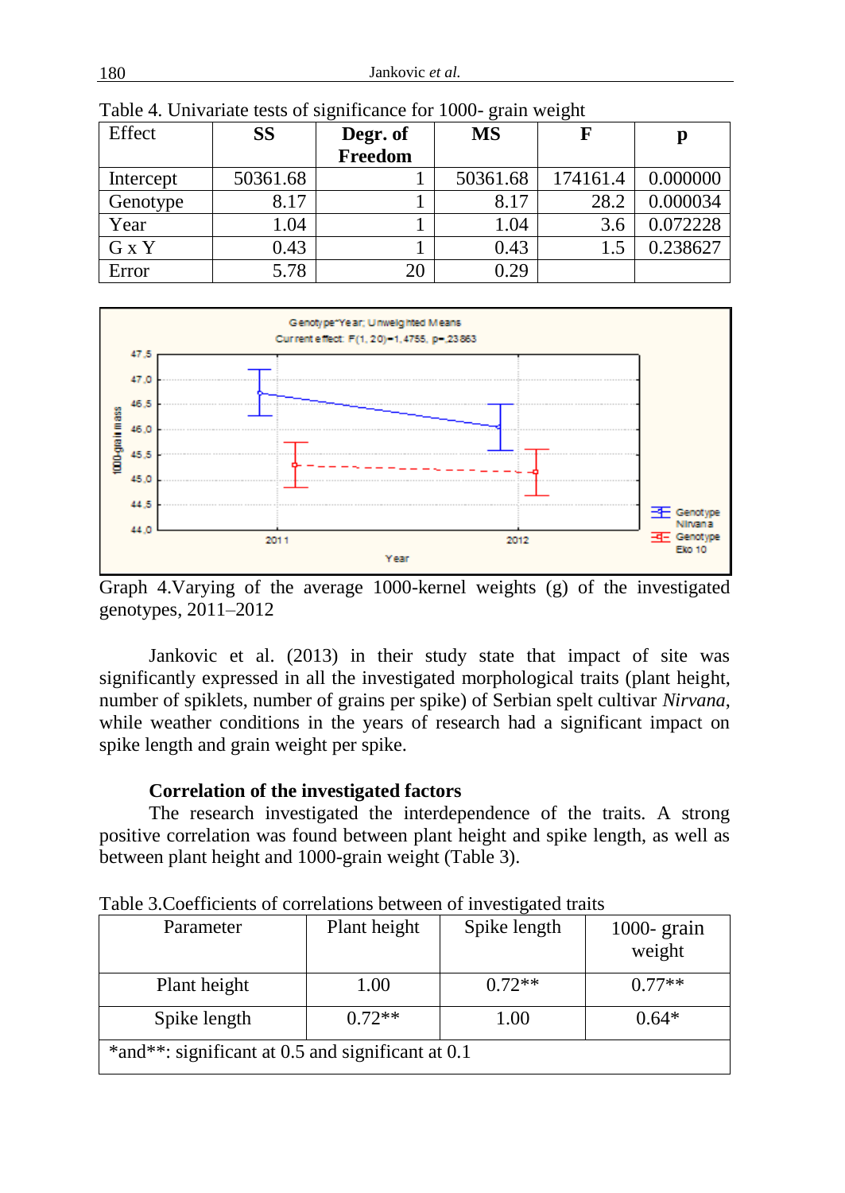Table 4. Univariate tests of significance for 1000- grain weight

| Effect | SS | Degr. of Freedom | MS | F | p |
|---|---|---|---|---|---|
| Intercept | 50361.68 | 1 | 50361.68 | 174161.4 | 0.000000 |
| Genotype | 8.17 | 1 | 8.17 | 28.2 | 0.000034 |
| Year | 1.04 | 1 | 1.04 | 3.6 | 0.072228 |
| G x Y | 0.43 | 1 | 0.43 | 1.5 | 0.238627 |
| Error | 5.78 | 20 | 0.29 | | |

Graph 4.Varying of the average 1000-kernel weights (g) of the investigated genotypes, 2011–2012

Jankovic et al. (2013) in their study state that impact of site was significantly expressed in all the investigated morphological traits (plant height, number of spiklets, number of grains per spike) of Serbian spelt cultivar *Nirvana*, while weather conditions in the years of research had a significant impact on spike length and grain weight per spike.

**Correlation of the investigated factors**

The research investigated the interdependence of the traits. A strong positive correlation was found between plant height and spike length, as well as between plant height and 1000-grain weight (Table 3).

Table 3.Coefficients of correlations between of investigated traits

| Parameter | Plant height | Spike length | 1000- grain weight |
|---|---|---|---|
| Plant height | 1.00 | 0.72** | 0.77** |
| Spike length | 0.72** | 1.00 | 0.64* |
| *and**: significant at 0.5 and significant at 0.1 | | | |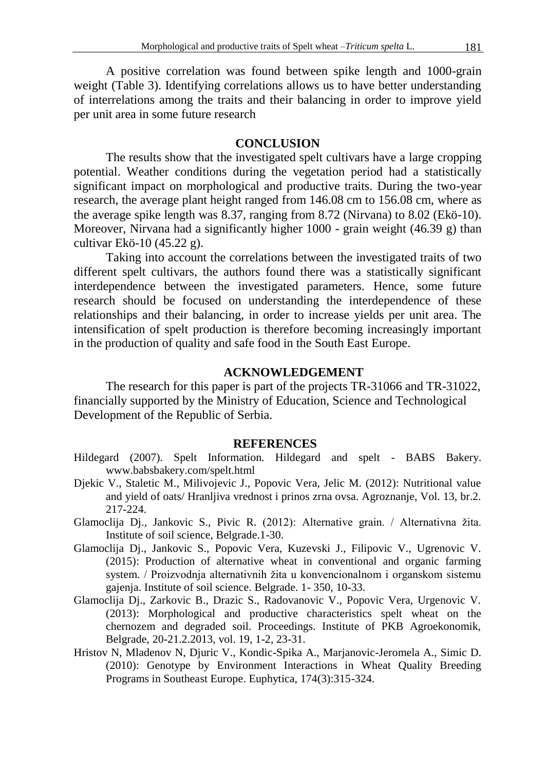A positive correlation was found between spike length and 1000-grain weight (Table 3). Identifying correlations allows us to have better understanding of interrelations among the traits and their balancing in order to improve yield per unit area in some future research

## CONCLUSION

The results show that the investigated spelt cultivars have a large cropping potential. Weather conditions during the vegetation period had a statistically significant impact on morphological and productive traits. During the two-year research, the average plant height ranged from 146.08 cm to 156.08 cm, where as the average spike length was 8.37, ranging from 8.72 (Nirvana) to 8.02 (Ekö-10). Moreover, Nirvana had a significantly higher 1000 - grain weight (46.39 g) than cultivar Ekö-10 (45.22 g).

Taking into account the correlations between the investigated traits of two different spelt cultivars, the authors found there was a statistically significant interdependence between the investigated parameters. Hence, some future research should be focused on understanding the interdependence of these relationships and their balancing, in order to increase yields per unit area. The intensification of spelt production is therefore becoming increasingly important in the production of quality and safe food in the South East Europe.

## ACKNOWLEDGEMENT

The research for this paper is part of the projects TR-31066 and TR-31022, financially supported by the Ministry of Education, Science and Technological Development of the Republic of Serbia.

## REFERENCES

Hildegard (2007). Spelt Information. Hildegard and spelt - BABS Bakery. www.babsbakery.com/spelt.html

Djekic V., Staletic M., Milivojevic J., Popovic Vera, Jelic M. (2012): Nutritional value and yield of oats/ Hranljiva vrednost i prinos zrna ovsa. Agroznanje, Vol. 13, br.2. 217-224.

Glamoclija Dj., Jankovic S., Pivic R. (2012): Alternative grain. / Alternativna žita. Institute of soil science, Belgrade.1-30.

Glamoclija Dj., Jankovic S., Popovic Vera, Kuzevski J., Filipovic V., Ugrenovic V. (2015): Production of alternative wheat in conventional and organic farming system. / Proizvodnja alternativnih žita u konvencionalnom i organskom sistemu gajenja. Institute of soil science. Belgrade. 1- 350, 10-33.

Glamoclija Dj., Zarkovic B., Drazic S., Radovanovic V., Popovic Vera, Urgenovic V. (2013): Morphological and productive characteristics spelt wheat on the chernozem and degraded soil. Proceedings. Institute of PKB Agroekonomik, Belgrade, 20-21.2.2013, vol. 19, 1-2, 23-31.

Hristov N, Mladenov N, Djuric V., Kondic-Spika A., Marjanovic-Jeromela A., Simic D. (2010): Genotype by Environment Interactions in Wheat Quality Breeding Programs in Southeast Europe. Euphytica, 174(3):315-324.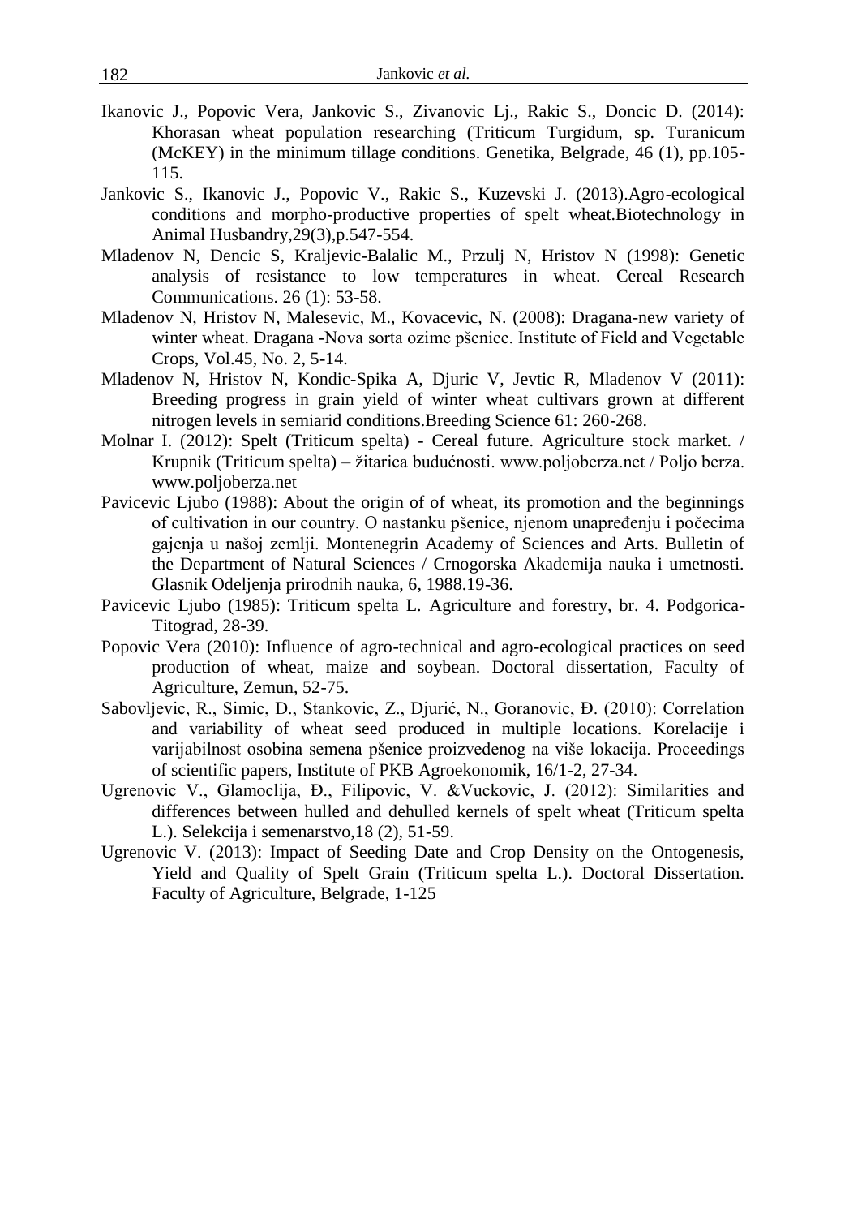Ikanovic J., Popovic Vera, Jankovic S., Zivanovic Lj., Rakic S., Doncic D. (2014): Khorasan wheat population researching (Triticum Turgidum, sp. Turanicum (McKEY) in the minimum tillage conditions. Genetika, Belgrade, 46 (1), pp.105-115.

Jankovic S., Ikanovic J., Popovic V., Rakic S., Kuzevski J. (2013).Agro-ecological conditions and morpho-productive properties of spelt wheat.Biotechnology in Animal Husbandry,29(3),p.547-554.

Mladenov N, Dencic S, Kraljevic-Balalic M., Przulj N, Hristov N (1998): Genetic analysis of resistance to low temperatures in wheat. Cereal Research Communications. 26 (1): 53-58.

Mladenov N, Hristov N, Malesevic, M., Kovacevic, N. (2008): Dragana-new variety of winter wheat. Dragana -Nova sorta ozime pšenice. Institute of Field and Vegetable Crops, Vol.45, No. 2, 5-14.

Mladenov N, Hristov N, Kondic-Spika A, Djuric V, Jevtic R, Mladenov V (2011): Breeding progress in grain yield of winter wheat cultivars grown at different nitrogen levels in semiarid conditions.Breeding Science 61: 260-268.

Molnar I. (2012): Spelt (Triticum spelta) - Cereal future. Agriculture stock market. / Krupnik (Triticum spelta) – žitarica budućnosti. www.poljoberza.net / Poljo berza. www.poljoberza.net

Pavicevic Ljubo (1988): About the origin of of wheat, its promotion and the beginnings of cultivation in our country. O nastanku pšenice, njenom unapređenju i počecima gajenja u našoj zemlji. Montenegrin Academy of Sciences and Arts. Bulletin of the Department of Natural Sciences / Crnogorska Akademija nauka i umetnosti. Glasnik Odeljenja prirodnih nauka, 6, 1988.19-36.

Pavicevic Ljubo (1985): Triticum spelta L. Agriculture and forestry, br. 4. Podgorica-Titograd, 28-39.

Popovic Vera (2010): Influence of agro-technical and agro-ecological practices on seed production of wheat, maize and soybean. Doctoral dissertation, Faculty of Agriculture, Zemun, 52-75.

Sabovljevic, R., Simic, D., Stankovic, Z., Djurić, N., Goranovic, Đ. (2010): Correlation and variability of wheat seed produced in multiple locations. Korelacije i varijabilnost osobina semena pšenice proizvedenog na više lokacija. Proceedings of scientific papers, Institute of PKB Agroekonomik, 16/1-2, 27-34.

Ugrenovic V., Glamoclija, Đ., Filipovic, V. &Vuckovic, J. (2012): Similarities and differences between hulled and dehulled kernels of spelt wheat (Triticum spelta L.). Selekcija i semenarstvo,18 (2), 51-59.

Ugrenovic V. (2013): Impact of Seeding Date and Crop Density on the Ontogenesis, Yield and Quality of Spelt Grain (Triticum spelta L.). Doctoral Dissertation. Faculty of Agriculture, Belgrade, 1-125